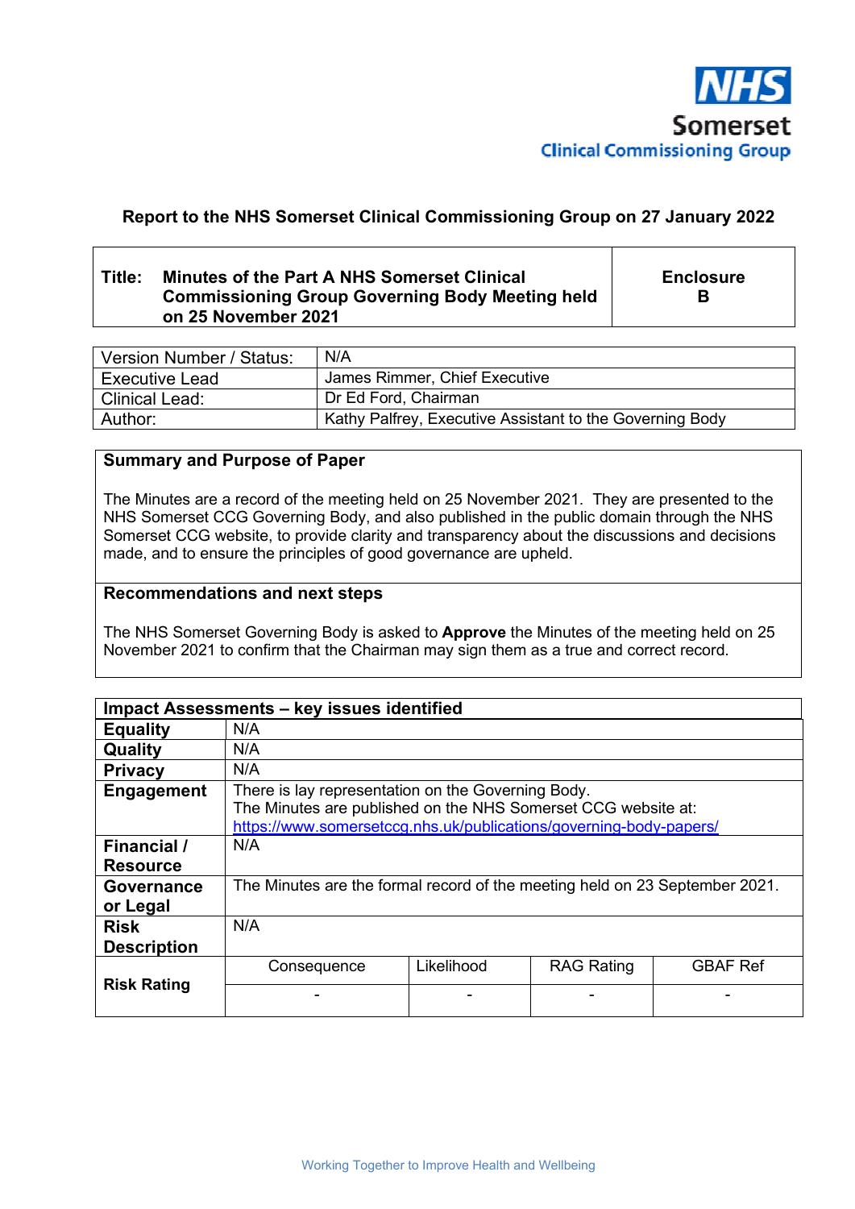NHS Somerset Clinical Commissioning Group

**Report to the NHS Somerset Clinical Commissioning Group on 27 January 2022**

| **Title:** **Minutes of the Part A NHS Somerset Clinical Commissioning Group Governing Body Meeting held on 25 November 2021** | **Enclosure B** |
|---|---|

| Version Number / Status: | N/A |
|---|---|
| Executive Lead | James Rimmer, Chief Executive |
| Clinical Lead: | Dr Ed Ford, Chairman |
| Author: | Kathy Palfrey, Executive Assistant to the Governing Body |

## Summary and Purpose of Paper

The Minutes are a record of the meeting held on 25 November 2021. They are presented to the NHS Somerset CCG Governing Body, and also published in the public domain through the NHS Somerset CCG website, to provide clarity and transparency about the discussions and decisions made, and to ensure the principles of good governance are upheld.

## Recommendations and next steps

The NHS Somerset Governing Body is asked to **Approve** the Minutes of the meeting held on 25 November 2021 to confirm that the Chairman may sign them as a true and correct record.

| **Impact Assessments – key issues identified** | | | | |
|---|---|---|---|---|
| **Equality** | N/A | | | |
| **Quality** | N/A | | | |
| **Privacy** | N/A | | | |
| **Engagement** | There is lay representation on the Governing Body. The Minutes are published on the NHS Somerset CCG website at: https://www.somersetccg.nhs.uk/publications/governing-body-papers/ | | | |
| **Financial / Resource** | N/A | | | |
| **Governance or Legal** | The Minutes are the formal record of the meeting held on 23 September 2021. | | | |
| **Risk Description** | N/A | | | |
| **Risk Rating** | Consequence | Likelihood | RAG Rating | GBAF Ref |
| | - | - | - | - |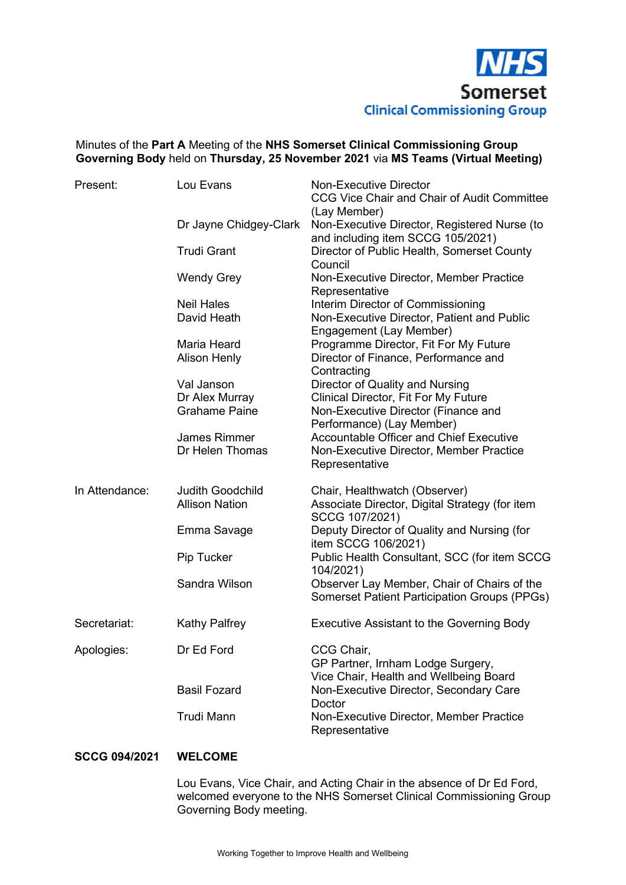NHS Somerset Clinical Commissioning Group

Minutes of the **Part A** Meeting of the **NHS Somerset Clinical Commissioning Group Governing Body** held on **Thursday, 25 November 2021** via **MS Teams (Virtual Meeting)**

| | | |
|---|---|---|
| Present: | Lou Evans | Non-Executive Director<br>CCG Vice Chair and Chair of Audit Committee (Lay Member) |
| | Dr Jayne Chidgey-Clark | Non-Executive Director, Registered Nurse (to and including item SCCG 105/2021) |
| | Trudi Grant | Director of Public Health, Somerset County Council |
| | Wendy Grey | Non-Executive Director, Member Practice Representative |
| | Neil Hales | Interim Director of Commissioning |
| | David Heath | Non-Executive Director, Patient and Public Engagement (Lay Member) |
| | Maria Heard | Programme Director, Fit For My Future |
| | Alison Henly | Director of Finance, Performance and Contracting |
| | Val Janson | Director of Quality and Nursing |
| | Dr Alex Murray | Clinical Director, Fit For My Future |
| | Grahame Paine | Non-Executive Director (Finance and Performance) (Lay Member) |
| | James Rimmer | Accountable Officer and Chief Executive |
| | Dr Helen Thomas | Non-Executive Director, Member Practice Representative |
| In Attendance: | Judith Goodchild | Chair, Healthwatch (Observer) |
| | Allison Nation | Associate Director, Digital Strategy (for item SCCG 107/2021) |
| | Emma Savage | Deputy Director of Quality and Nursing (for item SCCG 106/2021) |
| | Pip Tucker | Public Health Consultant, SCC (for item SCCG 104/2021) |
| | Sandra Wilson | Observer Lay Member, Chair of Chairs of the Somerset Patient Participation Groups (PPGs) |
| Secretariat: | Kathy Palfrey | Executive Assistant to the Governing Body |
| Apologies: | Dr Ed Ford | CCG Chair,<br>GP Partner, Irnham Lodge Surgery,<br>Vice Chair, Health and Wellbeing Board |
| | Basil Fozard | Non-Executive Director, Secondary Care Doctor |
| | Trudi Mann | Non-Executive Director, Member Practice Representative |

**SCCG 094/2021 WELCOME**

Lou Evans, Vice Chair, and Acting Chair in the absence of Dr Ed Ford, welcomed everyone to the NHS Somerset Clinical Commissioning Group Governing Body meeting.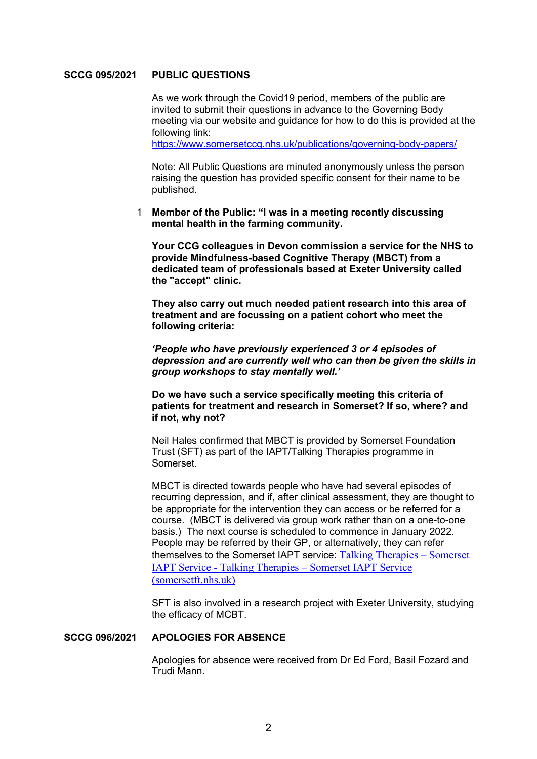**SCCG 095/2021 PUBLIC QUESTIONS**

As we work through the Covid19 period, members of the public are invited to submit their questions in advance to the Governing Body meeting via our website and guidance for how to do this is provided at the following link:
https://www.somersetccg.nhs.uk/publications/governing-body-papers/

Note: All Public Questions are minuted anonymously unless the person raising the question has provided specific consent for their name to be published.

1 **Member of the Public: "I was in a meeting recently discussing mental health in the farming community.**

**Your CCG colleagues in Devon commission a service for the NHS to provide Mindfulness-based Cognitive Therapy (MBCT) from a dedicated team of professionals based at Exeter University called the "accept" clinic.**

**They also carry out much needed patient research into this area of treatment and are focussing on a patient cohort who meet the following criteria:**

***'People who have previously experienced 3 or 4 episodes of depression and are currently well who can then be given the skills in group workshops to stay mentally well.'***

**Do we have such a service specifically meeting this criteria of patients for treatment and research in Somerset? If so, where? and if not, why not?**

Neil Hales confirmed that MBCT is provided by Somerset Foundation Trust (SFT) as part of the IAPT/Talking Therapies programme in Somerset.

MBCT is directed towards people who have had several episodes of recurring depression, and if, after clinical assessment, they are thought to be appropriate for the intervention they can access or be referred for a course. (MBCT is delivered via group work rather than on a one-to-one basis.) The next course is scheduled to commence in January 2022. People may be referred by their GP, or alternatively, they can refer themselves to the Somerset IAPT service: Talking Therapies – Somerset IAPT Service - Talking Therapies – Somerset IAPT Service (somersetft.nhs.uk)

SFT is also involved in a research project with Exeter University, studying the efficacy of MCBT.

**SCCG 096/2021 APOLOGIES FOR ABSENCE**

Apologies for absence were received from Dr Ed Ford, Basil Fozard and Trudi Mann.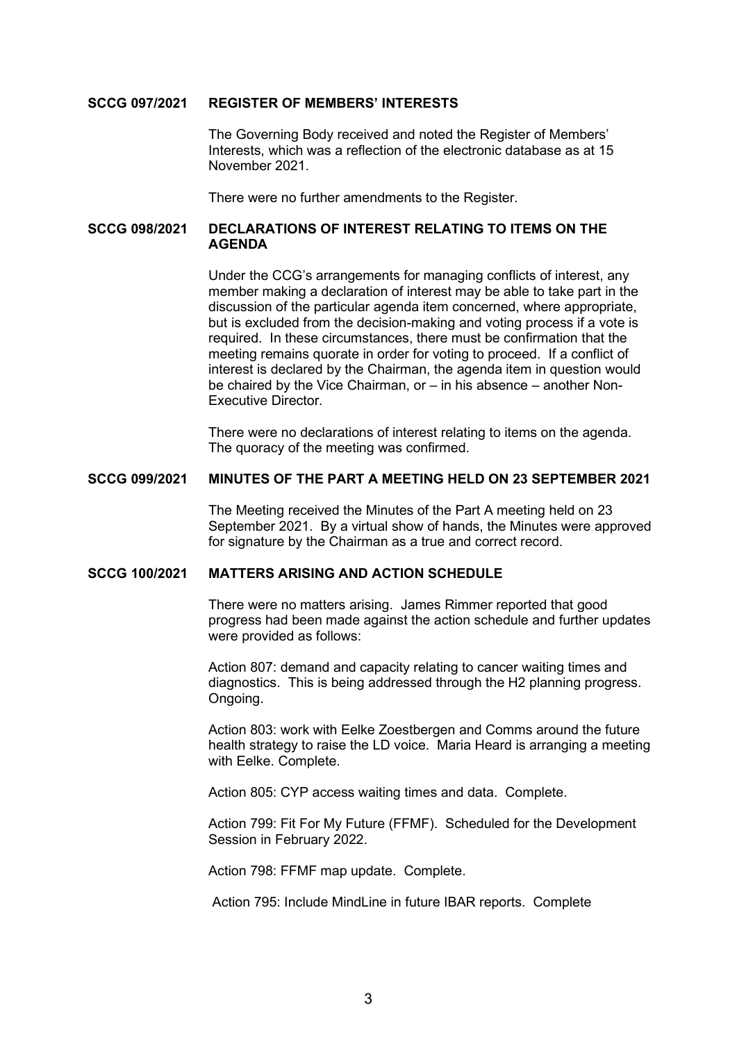**SCCG 097/2021 REGISTER OF MEMBERS' INTERESTS**

The Governing Body received and noted the Register of Members' Interests, which was a reflection of the electronic database as at 15 November 2021.

There were no further amendments to the Register.

**SCCG 098/2021 DECLARATIONS OF INTEREST RELATING TO ITEMS ON THE AGENDA**

Under the CCG's arrangements for managing conflicts of interest, any member making a declaration of interest may be able to take part in the discussion of the particular agenda item concerned, where appropriate, but is excluded from the decision-making and voting process if a vote is required. In these circumstances, there must be confirmation that the meeting remains quorate in order for voting to proceed. If a conflict of interest is declared by the Chairman, the agenda item in question would be chaired by the Vice Chairman, or – in his absence – another Non-Executive Director.

There were no declarations of interest relating to items on the agenda. The quoracy of the meeting was confirmed.

**SCCG 099/2021 MINUTES OF THE PART A MEETING HELD ON 23 SEPTEMBER 2021**

The Meeting received the Minutes of the Part A meeting held on 23 September 2021. By a virtual show of hands, the Minutes were approved for signature by the Chairman as a true and correct record.

**SCCG 100/2021 MATTERS ARISING AND ACTION SCHEDULE**

There were no matters arising. James Rimmer reported that good progress had been made against the action schedule and further updates were provided as follows:

Action 807: demand and capacity relating to cancer waiting times and diagnostics. This is being addressed through the H2 planning progress. Ongoing.

Action 803: work with Eelke Zoestbergen and Comms around the future health strategy to raise the LD voice. Maria Heard is arranging a meeting with Eelke. Complete.

Action 805: CYP access waiting times and data. Complete.

Action 799: Fit For My Future (FFMF). Scheduled for the Development Session in February 2022.

Action 798: FFMF map update. Complete.

Action 795: Include MindLine in future IBAR reports. Complete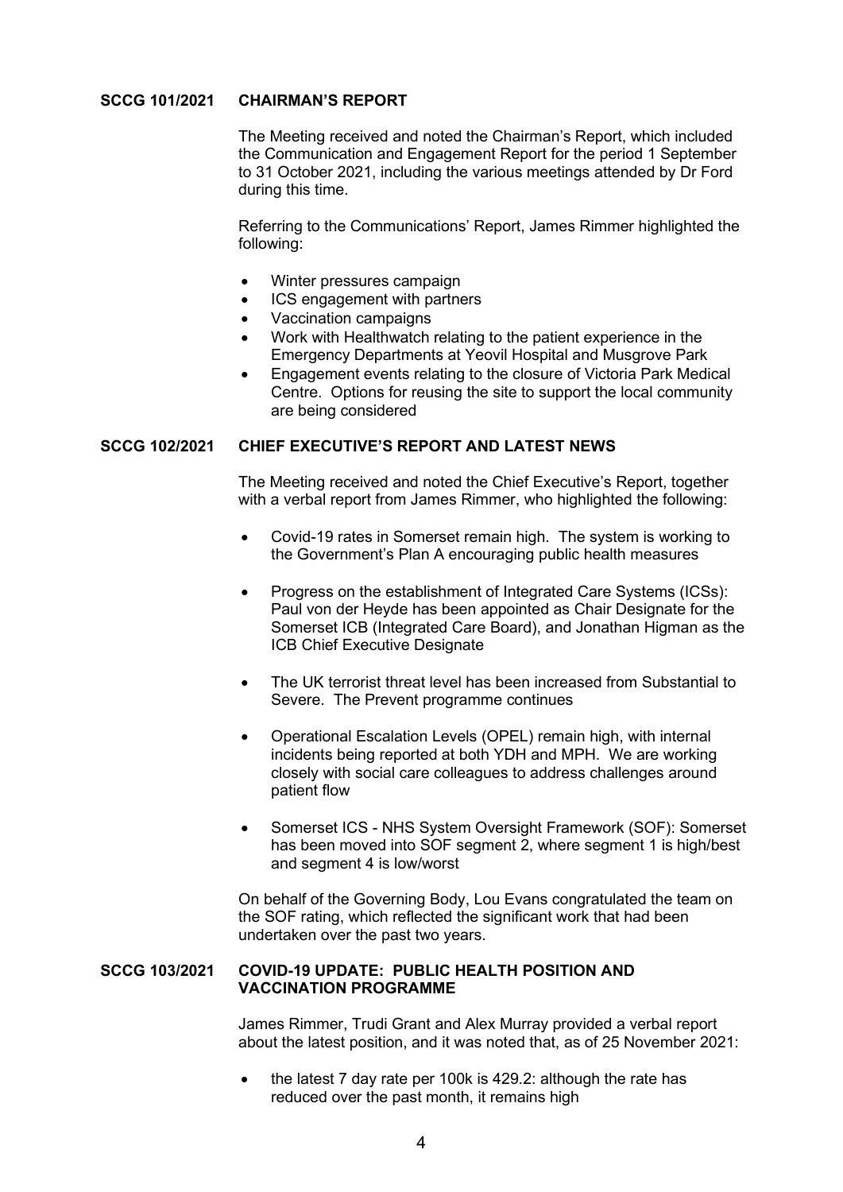### SCCG 101/2021 CHAIRMAN'S REPORT

The Meeting received and noted the Chairman's Report, which included the Communication and Engagement Report for the period 1 September to 31 October 2021, including the various meetings attended by Dr Ford during this time.

Referring to the Communications' Report, James Rimmer highlighted the following:

- Winter pressures campaign
- ICS engagement with partners
- Vaccination campaigns
- Work with Healthwatch relating to the patient experience in the Emergency Departments at Yeovil Hospital and Musgrove Park
- Engagement events relating to the closure of Victoria Park Medical Centre. Options for reusing the site to support the local community are being considered

### SCCG 102/2021 CHIEF EXECUTIVE'S REPORT AND LATEST NEWS

The Meeting received and noted the Chief Executive's Report, together with a verbal report from James Rimmer, who highlighted the following:

- Covid-19 rates in Somerset remain high. The system is working to the Government's Plan A encouraging public health measures

- Progress on the establishment of Integrated Care Systems (ICSs): Paul von der Heyde has been appointed as Chair Designate for the Somerset ICB (Integrated Care Board), and Jonathan Higman as the ICB Chief Executive Designate

- The UK terrorist threat level has been increased from Substantial to Severe. The Prevent programme continues

- Operational Escalation Levels (OPEL) remain high, with internal incidents being reported at both YDH and MPH. We are working closely with social care colleagues to address challenges around patient flow

- Somerset ICS - NHS System Oversight Framework (SOF): Somerset has been moved into SOF segment 2, where segment 1 is high/best and segment 4 is low/worst

On behalf of the Governing Body, Lou Evans congratulated the team on the SOF rating, which reflected the significant work that had been undertaken over the past two years.

### SCCG 103/2021 COVID-19 UPDATE: PUBLIC HEALTH POSITION AND VACCINATION PROGRAMME

James Rimmer, Trudi Grant and Alex Murray provided a verbal report about the latest position, and it was noted that, as of 25 November 2021:

- the latest 7 day rate per 100k is 429.2: although the rate has reduced over the past month, it remains high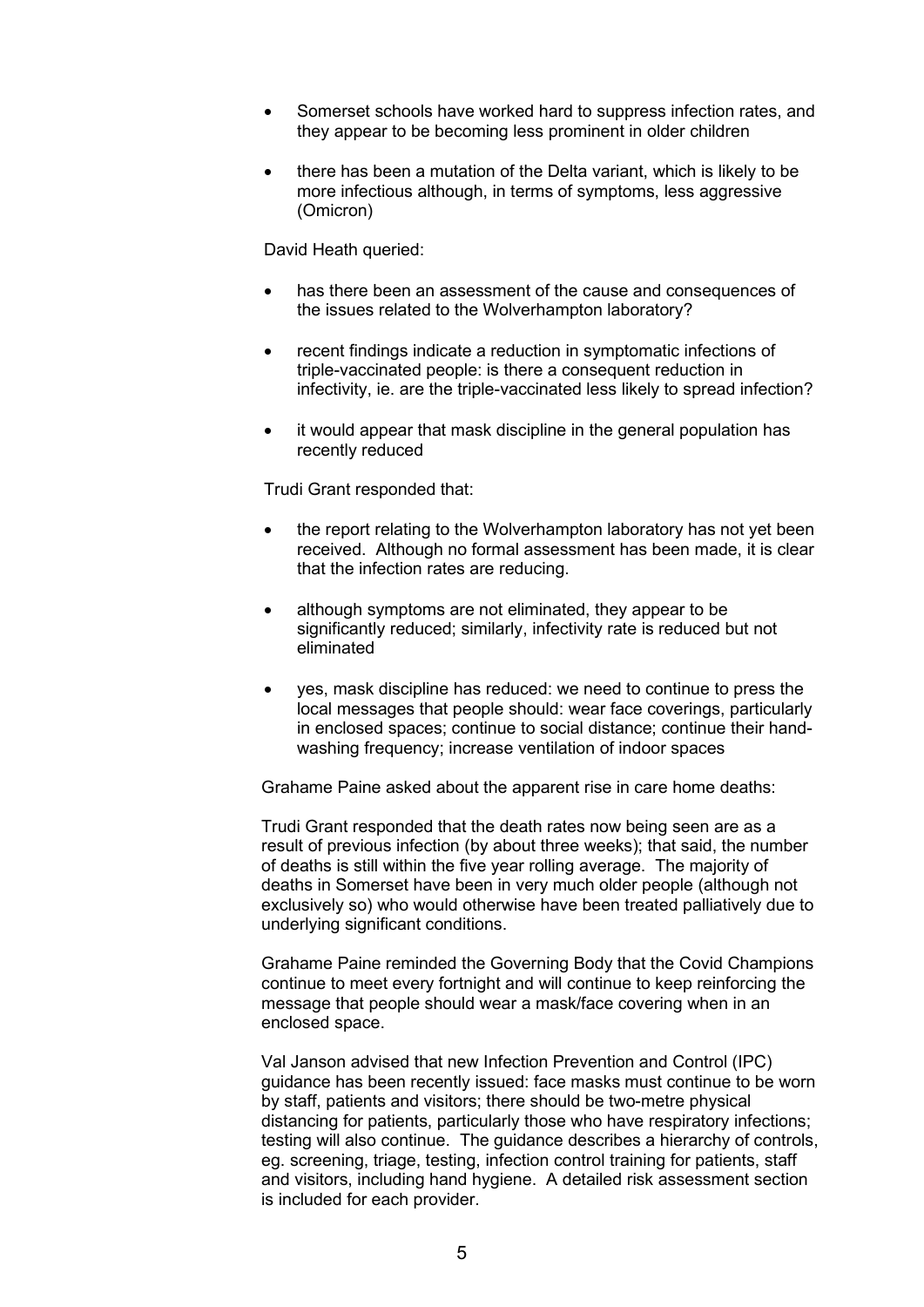- Somerset schools have worked hard to suppress infection rates, and they appear to be becoming less prominent in older children

- there has been a mutation of the Delta variant, which is likely to be more infectious although, in terms of symptoms, less aggressive (Omicron)

David Heath queried:

- has there been an assessment of the cause and consequences of the issues related to the Wolverhampton laboratory?

- recent findings indicate a reduction in symptomatic infections of triple-vaccinated people: is there a consequent reduction in infectivity, ie. are the triple-vaccinated less likely to spread infection?

- it would appear that mask discipline in the general population has recently reduced

Trudi Grant responded that:

- the report relating to the Wolverhampton laboratory has not yet been received. Although no formal assessment has been made, it is clear that the infection rates are reducing.

- although symptoms are not eliminated, they appear to be significantly reduced; similarly, infectivity rate is reduced but not eliminated

- yes, mask discipline has reduced: we need to continue to press the local messages that people should: wear face coverings, particularly in enclosed spaces; continue to social distance; continue their hand-washing frequency; increase ventilation of indoor spaces

Grahame Paine asked about the apparent rise in care home deaths:

Trudi Grant responded that the death rates now being seen are as a result of previous infection (by about three weeks); that said, the number of deaths is still within the five year rolling average. The majority of deaths in Somerset have been in very much older people (although not exclusively so) who would otherwise have been treated palliatively due to underlying significant conditions.

Grahame Paine reminded the Governing Body that the Covid Champions continue to meet every fortnight and will continue to keep reinforcing the message that people should wear a mask/face covering when in an enclosed space.

Val Janson advised that new Infection Prevention and Control (IPC) guidance has been recently issued: face masks must continue to be worn by staff, patients and visitors; there should be two-metre physical distancing for patients, particularly those who have respiratory infections; testing will also continue. The guidance describes a hierarchy of controls, eg. screening, triage, testing, infection control training for patients, staff and visitors, including hand hygiene. A detailed risk assessment section is included for each provider.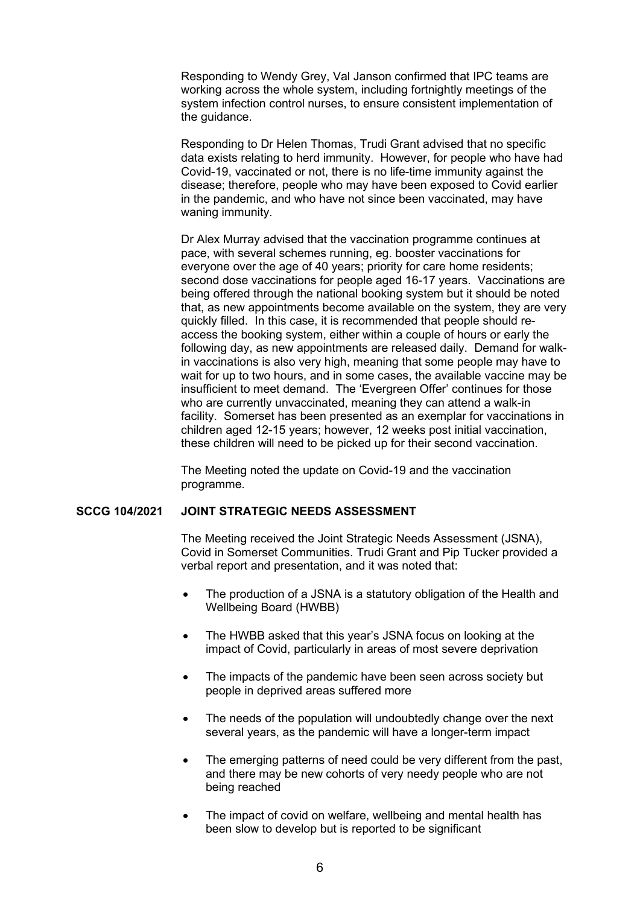Responding to Wendy Grey, Val Janson confirmed that IPC teams are working across the whole system, including fortnightly meetings of the system infection control nurses, to ensure consistent implementation of the guidance.

Responding to Dr Helen Thomas, Trudi Grant advised that no specific data exists relating to herd immunity. However, for people who have had Covid-19, vaccinated or not, there is no life-time immunity against the disease; therefore, people who may have been exposed to Covid earlier in the pandemic, and who have not since been vaccinated, may have waning immunity.

Dr Alex Murray advised that the vaccination programme continues at pace, with several schemes running, eg. booster vaccinations for everyone over the age of 40 years; priority for care home residents; second dose vaccinations for people aged 16-17 years. Vaccinations are being offered through the national booking system but it should be noted that, as new appointments become available on the system, they are very quickly filled. In this case, it is recommended that people should re-access the booking system, either within a couple of hours or early the following day, as new appointments are released daily. Demand for walk-in vaccinations is also very high, meaning that some people may have to wait for up to two hours, and in some cases, the available vaccine may be insufficient to meet demand. The 'Evergreen Offer' continues for those who are currently unvaccinated, meaning they can attend a walk-in facility. Somerset has been presented as an exemplar for vaccinations in children aged 12-15 years; however, 12 weeks post initial vaccination, these children will need to be picked up for their second vaccination.

The Meeting noted the update on Covid-19 and the vaccination programme.

**SCCG 104/2021 JOINT STRATEGIC NEEDS ASSESSMENT**

The Meeting received the Joint Strategic Needs Assessment (JSNA), Covid in Somerset Communities. Trudi Grant and Pip Tucker provided a verbal report and presentation, and it was noted that:

- The production of a JSNA is a statutory obligation of the Health and Wellbeing Board (HWBB)
- The HWBB asked that this year's JSNA focus on looking at the impact of Covid, particularly in areas of most severe deprivation
- The impacts of the pandemic have been seen across society but people in deprived areas suffered more
- The needs of the population will undoubtedly change over the next several years, as the pandemic will have a longer-term impact
- The emerging patterns of need could be very different from the past, and there may be new cohorts of very needy people who are not being reached
- The impact of covid on welfare, wellbeing and mental health has been slow to develop but is reported to be significant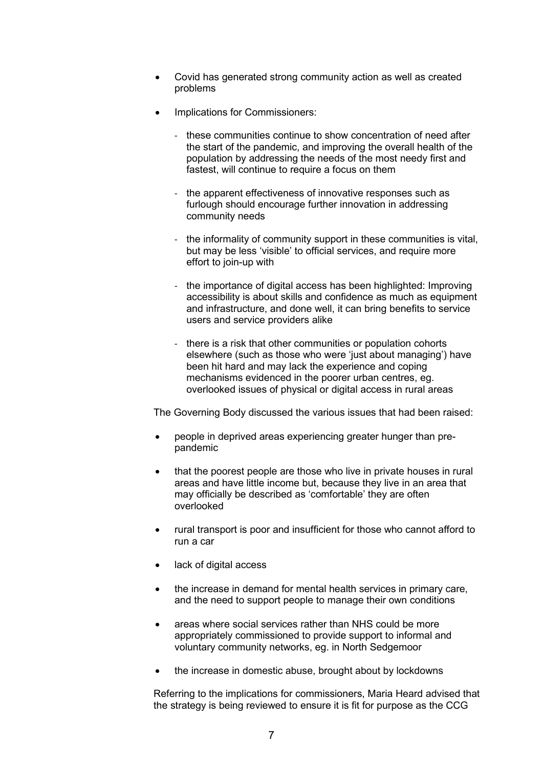- Covid has generated strong community action as well as created problems

- Implications for Commissioners:

  - these communities continue to show concentration of need after the start of the pandemic, and improving the overall health of the population by addressing the needs of the most needy first and fastest, will continue to require a focus on them

  - the apparent effectiveness of innovative responses such as furlough should encourage further innovation in addressing community needs

  - the informality of community support in these communities is vital, but may be less 'visible' to official services, and require more effort to join-up with

  - the importance of digital access has been highlighted: Improving accessibility is about skills and confidence as much as equipment and infrastructure, and done well, it can bring benefits to service users and service providers alike

  - there is a risk that other communities or population cohorts elsewhere (such as those who were 'just about managing') have been hit hard and may lack the experience and coping mechanisms evidenced in the poorer urban centres, eg. overlooked issues of physical or digital access in rural areas

The Governing Body discussed the various issues that had been raised:

- people in deprived areas experiencing greater hunger than pre-pandemic

- that the poorest people are those who live in private houses in rural areas and have little income but, because they live in an area that may officially be described as 'comfortable' they are often overlooked

- rural transport is poor and insufficient for those who cannot afford to run a car

- lack of digital access

- the increase in demand for mental health services in primary care, and the need to support people to manage their own conditions

- areas where social services rather than NHS could be more appropriately commissioned to provide support to informal and voluntary community networks, eg. in North Sedgemoor

- the increase in domestic abuse, brought about by lockdowns

Referring to the implications for commissioners, Maria Heard advised that the strategy is being reviewed to ensure it is fit for purpose as the CCG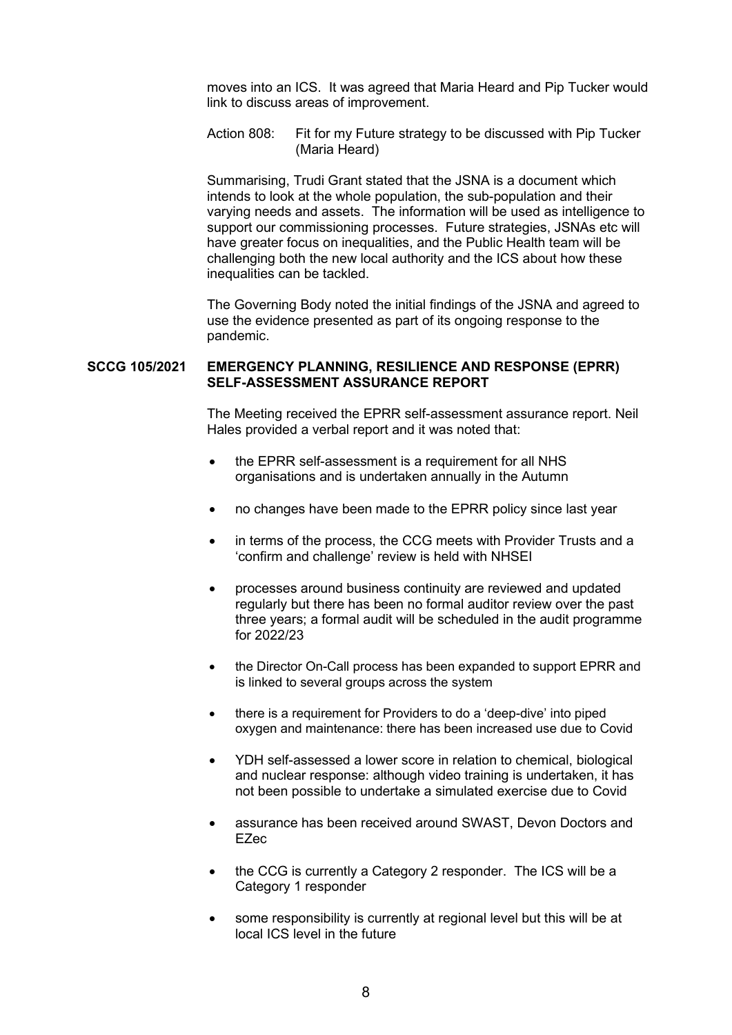moves into an ICS. It was agreed that Maria Heard and Pip Tucker would link to discuss areas of improvement.

Action 808: Fit for my Future strategy to be discussed with Pip Tucker (Maria Heard)

Summarising, Trudi Grant stated that the JSNA is a document which intends to look at the whole population, the sub-population and their varying needs and assets. The information will be used as intelligence to support our commissioning processes. Future strategies, JSNAs etc will have greater focus on inequalities, and the Public Health team will be challenging both the new local authority and the ICS about how these inequalities can be tackled.

The Governing Body noted the initial findings of the JSNA and agreed to use the evidence presented as part of its ongoing response to the pandemic.

**SCCG 105/2021 EMERGENCY PLANNING, RESILIENCE AND RESPONSE (EPRR) SELF-ASSESSMENT ASSURANCE REPORT**

The Meeting received the EPRR self-assessment assurance report. Neil Hales provided a verbal report and it was noted that:

- the EPRR self-assessment is a requirement for all NHS organisations and is undertaken annually in the Autumn
- no changes have been made to the EPRR policy since last year
- in terms of the process, the CCG meets with Provider Trusts and a 'confirm and challenge' review is held with NHSEI
- processes around business continuity are reviewed and updated regularly but there has been no formal auditor review over the past three years; a formal audit will be scheduled in the audit programme for 2022/23
- the Director On-Call process has been expanded to support EPRR and is linked to several groups across the system
- there is a requirement for Providers to do a 'deep-dive' into piped oxygen and maintenance: there has been increased use due to Covid
- YDH self-assessed a lower score in relation to chemical, biological and nuclear response: although video training is undertaken, it has not been possible to undertake a simulated exercise due to Covid
- assurance has been received around SWAST, Devon Doctors and EZec
- the CCG is currently a Category 2 responder. The ICS will be a Category 1 responder
- some responsibility is currently at regional level but this will be at local ICS level in the future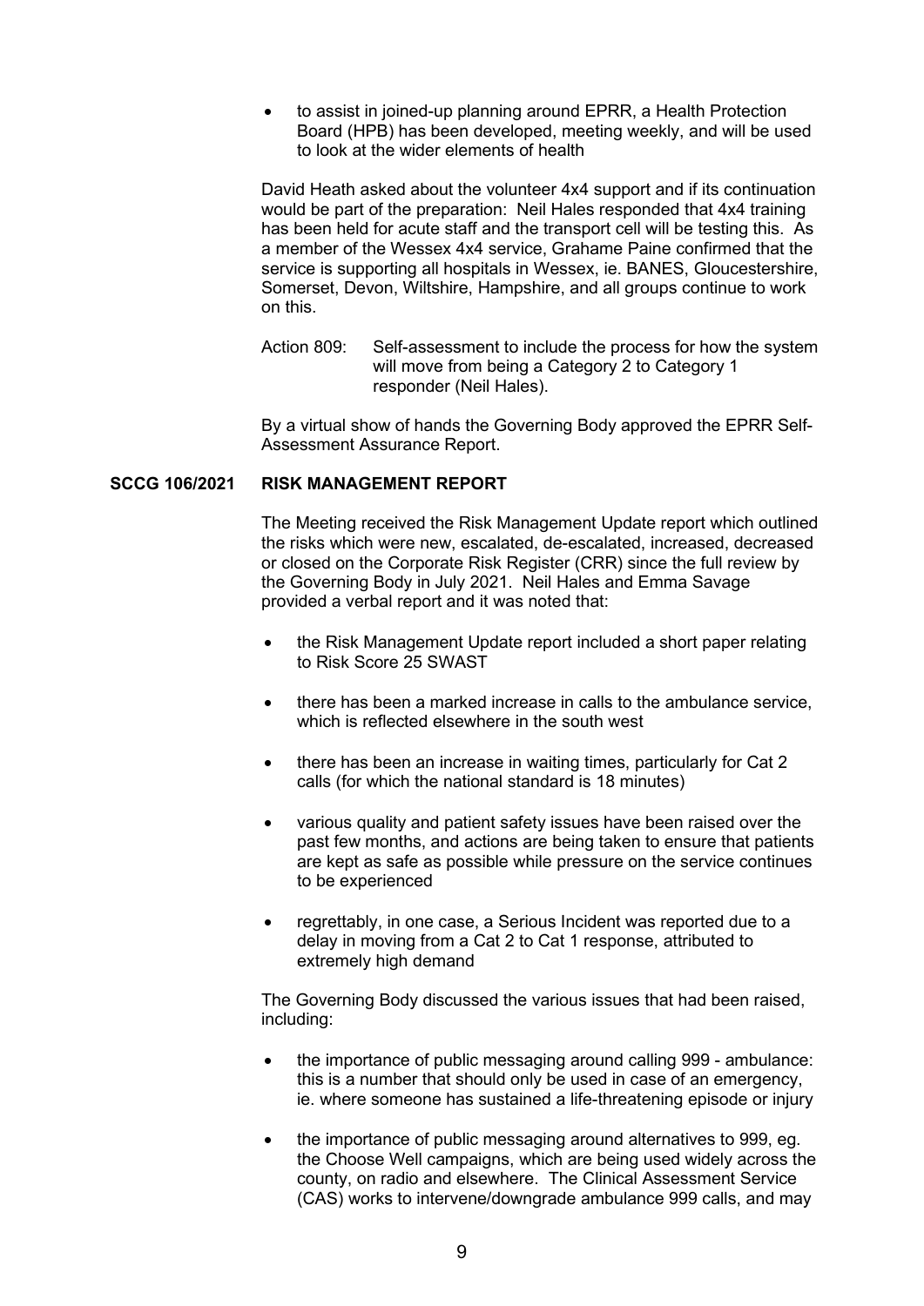- to assist in joined-up planning around EPRR, a Health Protection Board (HPB) has been developed, meeting weekly, and will be used to look at the wider elements of health

David Heath asked about the volunteer 4x4 support and if its continuation would be part of the preparation: Neil Hales responded that 4x4 training has been held for acute staff and the transport cell will be testing this. As a member of the Wessex 4x4 service, Grahame Paine confirmed that the service is supporting all hospitals in Wessex, ie. BANES, Gloucestershire, Somerset, Devon, Wiltshire, Hampshire, and all groups continue to work on this.

Action 809: Self-assessment to include the process for how the system will move from being a Category 2 to Category 1 responder (Neil Hales).

By a virtual show of hands the Governing Body approved the EPRR Self-Assessment Assurance Report.

**SCCG 106/2021 RISK MANAGEMENT REPORT**

The Meeting received the Risk Management Update report which outlined the risks which were new, escalated, de-escalated, increased, decreased or closed on the Corporate Risk Register (CRR) since the full review by the Governing Body in July 2021. Neil Hales and Emma Savage provided a verbal report and it was noted that:

- the Risk Management Update report included a short paper relating to Risk Score 25 SWAST
- there has been a marked increase in calls to the ambulance service, which is reflected elsewhere in the south west
- there has been an increase in waiting times, particularly for Cat 2 calls (for which the national standard is 18 minutes)
- various quality and patient safety issues have been raised over the past few months, and actions are being taken to ensure that patients are kept as safe as possible while pressure on the service continues to be experienced
- regrettably, in one case, a Serious Incident was reported due to a delay in moving from a Cat 2 to Cat 1 response, attributed to extremely high demand

The Governing Body discussed the various issues that had been raised, including:

- the importance of public messaging around calling 999 - ambulance: this is a number that should only be used in case of an emergency, ie. where someone has sustained a life-threatening episode or injury
- the importance of public messaging around alternatives to 999, eg. the Choose Well campaigns, which are being used widely across the county, on radio and elsewhere. The Clinical Assessment Service (CAS) works to intervene/downgrade ambulance 999 calls, and may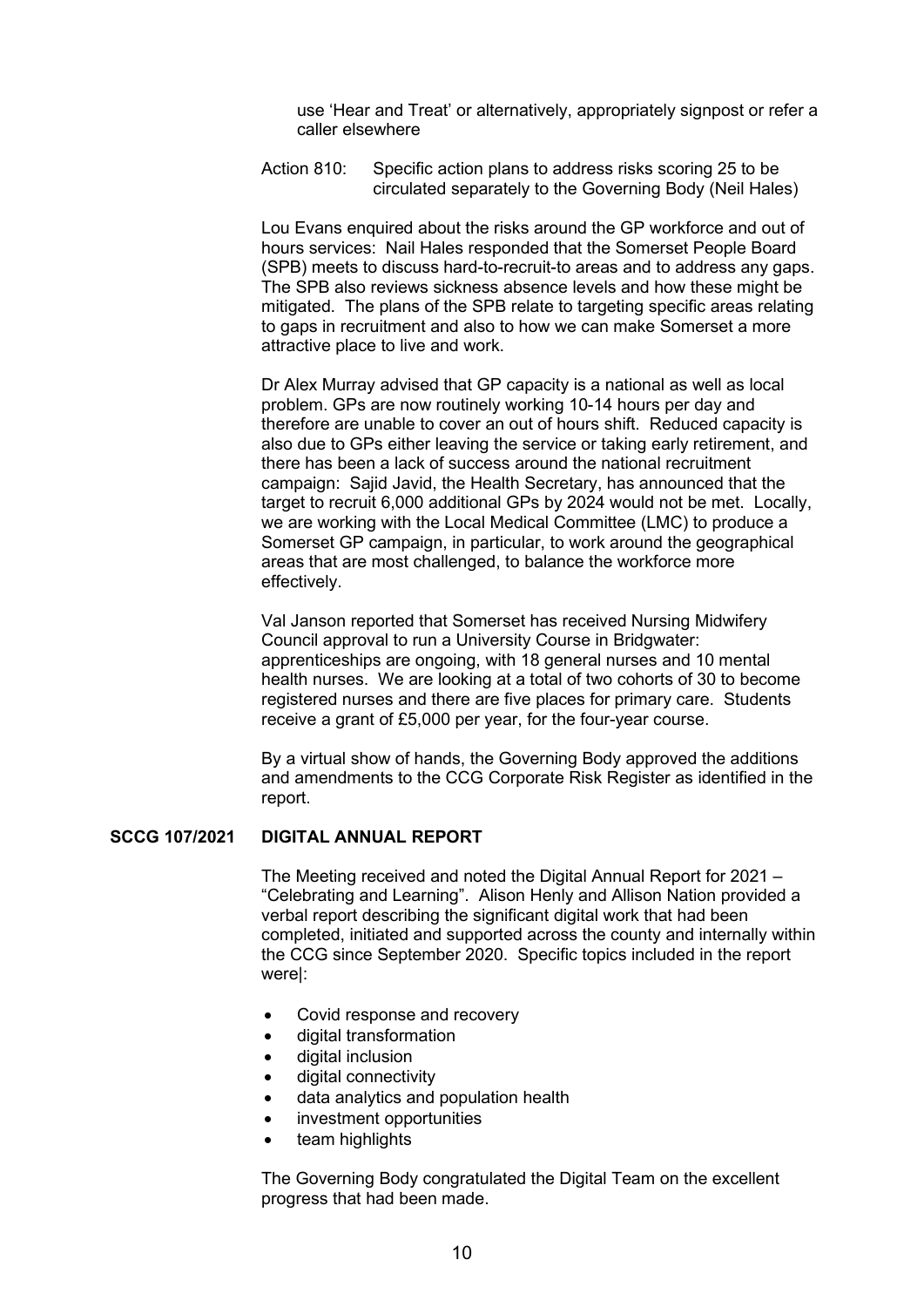use 'Hear and Treat' or alternatively, appropriately signpost or refer a caller elsewhere

Action 810: Specific action plans to address risks scoring 25 to be circulated separately to the Governing Body (Neil Hales)

Lou Evans enquired about the risks around the GP workforce and out of hours services: Nail Hales responded that the Somerset People Board (SPB) meets to discuss hard-to-recruit-to areas and to address any gaps. The SPB also reviews sickness absence levels and how these might be mitigated. The plans of the SPB relate to targeting specific areas relating to gaps in recruitment and also to how we can make Somerset a more attractive place to live and work.

Dr Alex Murray advised that GP capacity is a national as well as local problem. GPs are now routinely working 10-14 hours per day and therefore are unable to cover an out of hours shift. Reduced capacity is also due to GPs either leaving the service or taking early retirement, and there has been a lack of success around the national recruitment campaign: Sajid Javid, the Health Secretary, has announced that the target to recruit 6,000 additional GPs by 2024 would not be met. Locally, we are working with the Local Medical Committee (LMC) to produce a Somerset GP campaign, in particular, to work around the geographical areas that are most challenged, to balance the workforce more effectively.

Val Janson reported that Somerset has received Nursing Midwifery Council approval to run a University Course in Bridgwater: apprenticeships are ongoing, with 18 general nurses and 10 mental health nurses. We are looking at a total of two cohorts of 30 to become registered nurses and there are five places for primary care. Students receive a grant of £5,000 per year, for the four-year course.

By a virtual show of hands, the Governing Body approved the additions and amendments to the CCG Corporate Risk Register as identified in the report.

**SCCG 107/2021 DIGITAL ANNUAL REPORT**

The Meeting received and noted the Digital Annual Report for 2021 – "Celebrating and Learning". Alison Henly and Allison Nation provided a verbal report describing the significant digital work that had been completed, initiated and supported across the county and internally within the CCG since September 2020. Specific topics included in the report were|:

- Covid response and recovery
- digital transformation
- digital inclusion
- digital connectivity
- data analytics and population health
- investment opportunities
- team highlights

The Governing Body congratulated the Digital Team on the excellent progress that had been made.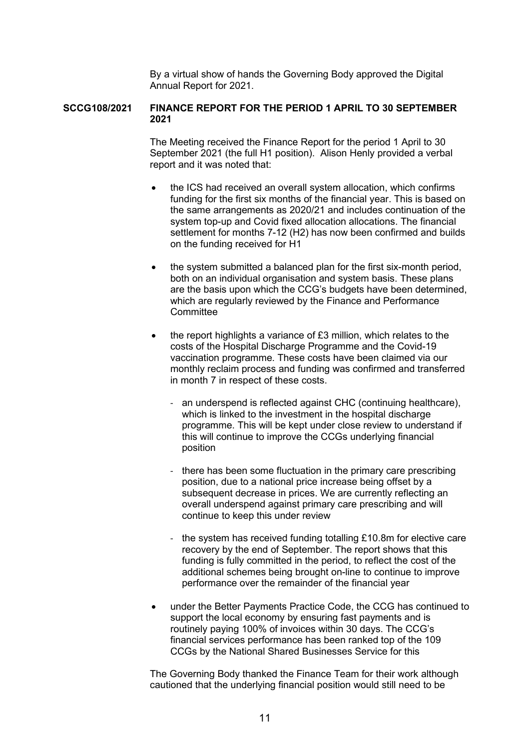By a virtual show of hands the Governing Body approved the Digital Annual Report for 2021.

**SCCG108/2021 FINANCE REPORT FOR THE PERIOD 1 APRIL TO 30 SEPTEMBER 2021**

The Meeting received the Finance Report for the period 1 April to 30 September 2021 (the full H1 position). Alison Henly provided a verbal report and it was noted that:

- the ICS had received an overall system allocation, which confirms funding for the first six months of the financial year. This is based on the same arrangements as 2020/21 and includes continuation of the system top-up and Covid fixed allocation allocations. The financial settlement for months 7-12 (H2) has now been confirmed and builds on the funding received for H1

- the system submitted a balanced plan for the first six-month period, both on an individual organisation and system basis. These plans are the basis upon which the CCG's budgets have been determined, which are regularly reviewed by the Finance and Performance Committee

- the report highlights a variance of £3 million, which relates to the costs of the Hospital Discharge Programme and the Covid-19 vaccination programme. These costs have been claimed via our monthly reclaim process and funding was confirmed and transferred in month 7 in respect of these costs.

  - an underspend is reflected against CHC (continuing healthcare), which is linked to the investment in the hospital discharge programme. This will be kept under close review to understand if this will continue to improve the CCGs underlying financial position

  - there has been some fluctuation in the primary care prescribing position, due to a national price increase being offset by a subsequent decrease in prices. We are currently reflecting an overall underspend against primary care prescribing and will continue to keep this under review

  - the system has received funding totalling £10.8m for elective care recovery by the end of September. The report shows that this funding is fully committed in the period, to reflect the cost of the additional schemes being brought on-line to continue to improve performance over the remainder of the financial year

- under the Better Payments Practice Code, the CCG has continued to support the local economy by ensuring fast payments and is routinely paying 100% of invoices within 30 days. The CCG's financial services performance has been ranked top of the 109 CCGs by the National Shared Businesses Service for this

The Governing Body thanked the Finance Team for their work although cautioned that the underlying financial position would still need to be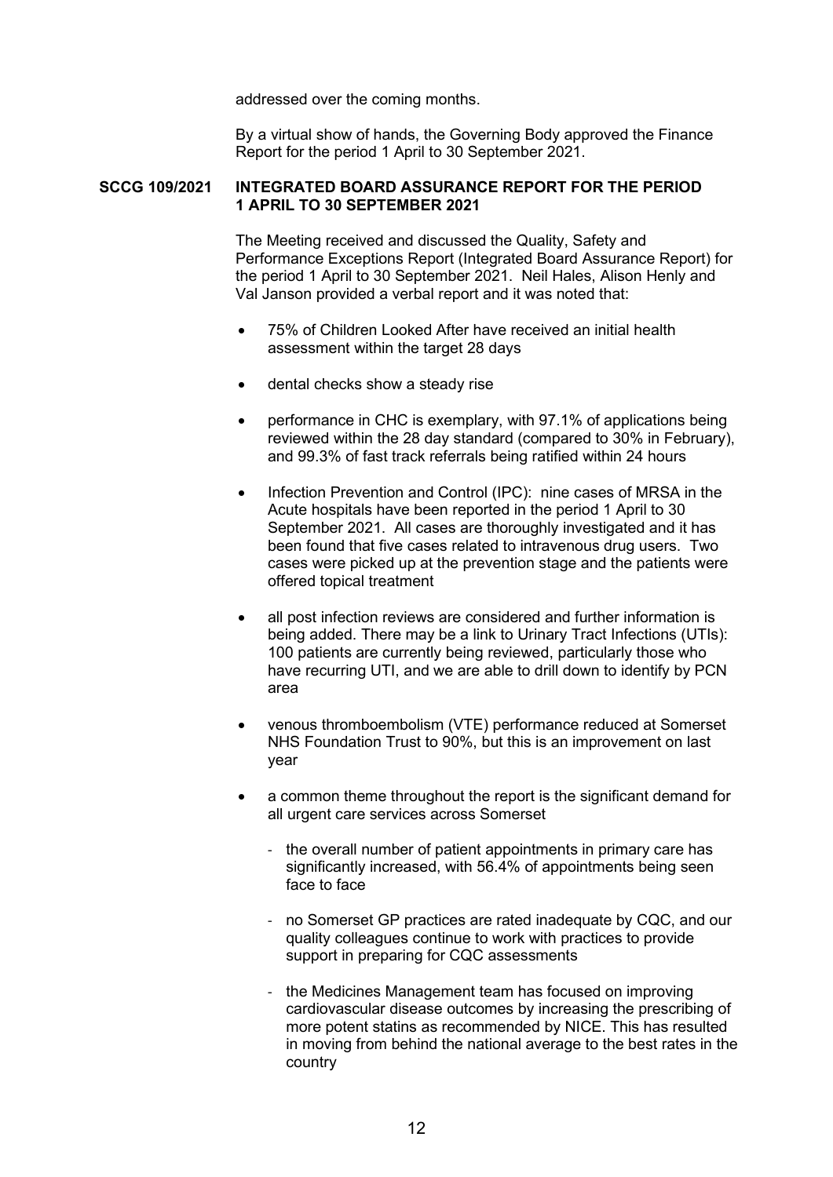addressed over the coming months.

By a virtual show of hands, the Governing Body approved the Finance Report for the period 1 April to 30 September 2021.

**SCCG 109/2021 INTEGRATED BOARD ASSURANCE REPORT FOR THE PERIOD 1 APRIL TO 30 SEPTEMBER 2021**

The Meeting received and discussed the Quality, Safety and Performance Exceptions Report (Integrated Board Assurance Report) for the period 1 April to 30 September 2021. Neil Hales, Alison Henly and Val Janson provided a verbal report and it was noted that:

- 75% of Children Looked After have received an initial health assessment within the target 28 days
- dental checks show a steady rise
- performance in CHC is exemplary, with 97.1% of applications being reviewed within the 28 day standard (compared to 30% in February), and 99.3% of fast track referrals being ratified within 24 hours
- Infection Prevention and Control (IPC): nine cases of MRSA in the Acute hospitals have been reported in the period 1 April to 30 September 2021. All cases are thoroughly investigated and it has been found that five cases related to intravenous drug users. Two cases were picked up at the prevention stage and the patients were offered topical treatment
- all post infection reviews are considered and further information is being added. There may be a link to Urinary Tract Infections (UTIs): 100 patients are currently being reviewed, particularly those who have recurring UTI, and we are able to drill down to identify by PCN area
- venous thromboembolism (VTE) performance reduced at Somerset NHS Foundation Trust to 90%, but this is an improvement on last year
- a common theme throughout the report is the significant demand for all urgent care services across Somerset
  - the overall number of patient appointments in primary care has significantly increased, with 56.4% of appointments being seen face to face
  - no Somerset GP practices are rated inadequate by CQC, and our quality colleagues continue to work with practices to provide support in preparing for CQC assessments
  - the Medicines Management team has focused on improving cardiovascular disease outcomes by increasing the prescribing of more potent statins as recommended by NICE. This has resulted in moving from behind the national average to the best rates in the country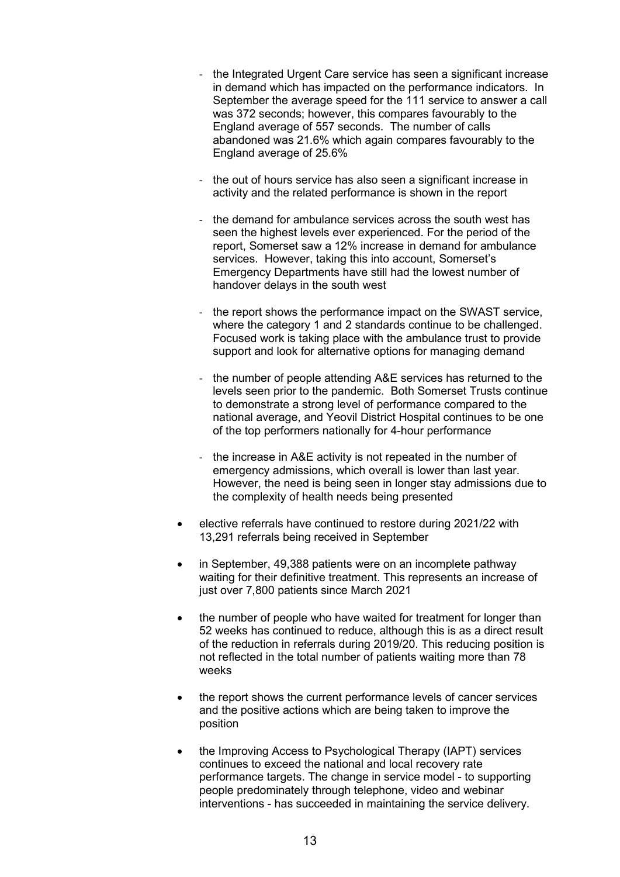- the Integrated Urgent Care service has seen a significant increase in demand which has impacted on the performance indicators. In September the average speed for the 111 service to answer a call was 372 seconds; however, this compares favourably to the England average of 557 seconds. The number of calls abandoned was 21.6% which again compares favourably to the England average of 25.6%

  - the out of hours service has also seen a significant increase in activity and the related performance is shown in the report

  - the demand for ambulance services across the south west has seen the highest levels ever experienced. For the period of the report, Somerset saw a 12% increase in demand for ambulance services. However, taking this into account, Somerset's Emergency Departments have still had the lowest number of handover delays in the south west

  - the report shows the performance impact on the SWAST service, where the category 1 and 2 standards continue to be challenged. Focused work is taking place with the ambulance trust to provide support and look for alternative options for managing demand

  - the number of people attending A&E services has returned to the levels seen prior to the pandemic. Both Somerset Trusts continue to demonstrate a strong level of performance compared to the national average, and Yeovil District Hospital continues to be one of the top performers nationally for 4-hour performance

  - the increase in A&E activity is not repeated in the number of emergency admissions, which overall is lower than last year. However, the need is being seen in longer stay admissions due to the complexity of health needs being presented

- elective referrals have continued to restore during 2021/22 with 13,291 referrals being received in September

- in September, 49,388 patients were on an incomplete pathway waiting for their definitive treatment. This represents an increase of just over 7,800 patients since March 2021

- the number of people who have waited for treatment for longer than 52 weeks has continued to reduce, although this is as a direct result of the reduction in referrals during 2019/20. This reducing position is not reflected in the total number of patients waiting more than 78 weeks

- the report shows the current performance levels of cancer services and the positive actions which are being taken to improve the position

- the Improving Access to Psychological Therapy (IAPT) services continues to exceed the national and local recovery rate performance targets. The change in service model - to supporting people predominately through telephone, video and webinar interventions - has succeeded in maintaining the service delivery.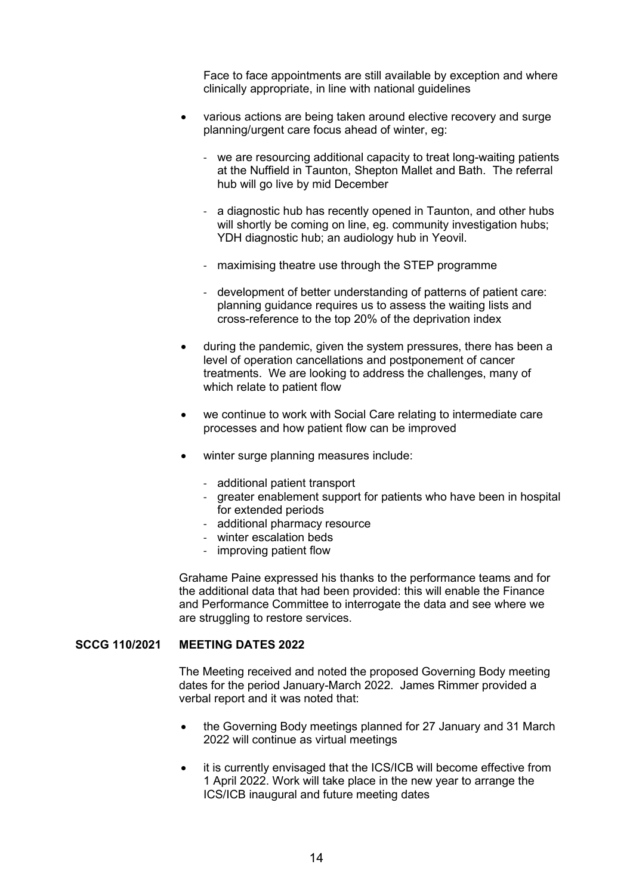Face to face appointments are still available by exception and where clinically appropriate, in line with national guidelines

- various actions are being taken around elective recovery and surge planning/urgent care focus ahead of winter, eg:
  - we are resourcing additional capacity to treat long-waiting patients at the Nuffield in Taunton, Shepton Mallet and Bath. The referral hub will go live by mid December
  - a diagnostic hub has recently opened in Taunton, and other hubs will shortly be coming on line, eg. community investigation hubs; YDH diagnostic hub; an audiology hub in Yeovil.
  - maximising theatre use through the STEP programme
  - development of better understanding of patterns of patient care: planning guidance requires us to assess the waiting lists and cross-reference to the top 20% of the deprivation index
- during the pandemic, given the system pressures, there has been a level of operation cancellations and postponement of cancer treatments. We are looking to address the challenges, many of which relate to patient flow
- we continue to work with Social Care relating to intermediate care processes and how patient flow can be improved
- winter surge planning measures include:
  - additional patient transport
  - greater enablement support for patients who have been in hospital for extended periods
  - additional pharmacy resource
  - winter escalation beds
  - improving patient flow

Grahame Paine expressed his thanks to the performance teams and for the additional data that had been provided: this will enable the Finance and Performance Committee to interrogate the data and see where we are struggling to restore services.

**SCCG 110/2021 MEETING DATES 2022**

The Meeting received and noted the proposed Governing Body meeting dates for the period January-March 2022. James Rimmer provided a verbal report and it was noted that:

- the Governing Body meetings planned for 27 January and 31 March 2022 will continue as virtual meetings
- it is currently envisaged that the ICS/ICB will become effective from 1 April 2022. Work will take place in the new year to arrange the ICS/ICB inaugural and future meeting dates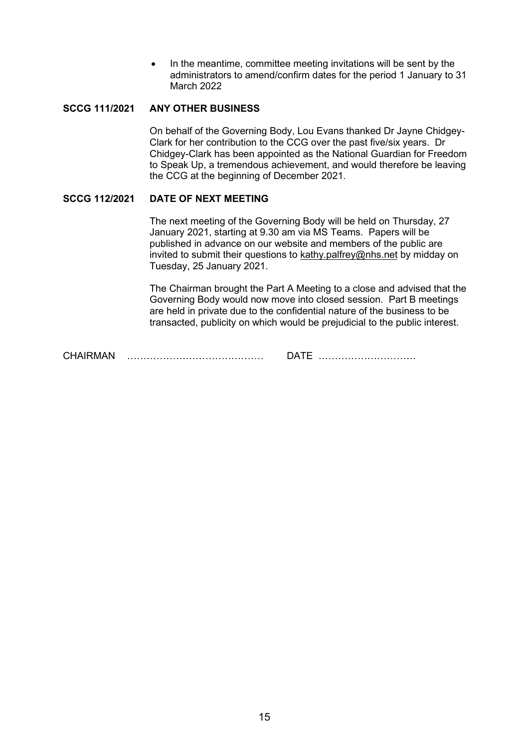- In the meantime, committee meeting invitations will be sent by the administrators to amend/confirm dates for the period 1 January to 31 March 2022

**SCCG 111/2021 ANY OTHER BUSINESS**

On behalf of the Governing Body, Lou Evans thanked Dr Jayne Chidgey-Clark for her contribution to the CCG over the past five/six years. Dr Chidgey-Clark has been appointed as the National Guardian for Freedom to Speak Up, a tremendous achievement, and would therefore be leaving the CCG at the beginning of December 2021.

**SCCG 112/2021 DATE OF NEXT MEETING**

The next meeting of the Governing Body will be held on Thursday, 27 January 2021, starting at 9.30 am via MS Teams. Papers will be published in advance on our website and members of the public are invited to submit their questions to kathy.palfrey@nhs.net by midday on Tuesday, 25 January 2021.

The Chairman brought the Part A Meeting to a close and advised that the Governing Body would now move into closed session. Part B meetings are held in private due to the confidential nature of the business to be transacted, publicity on which would be prejudicial to the public interest.

CHAIRMAN …………………………………… DATE …………………………